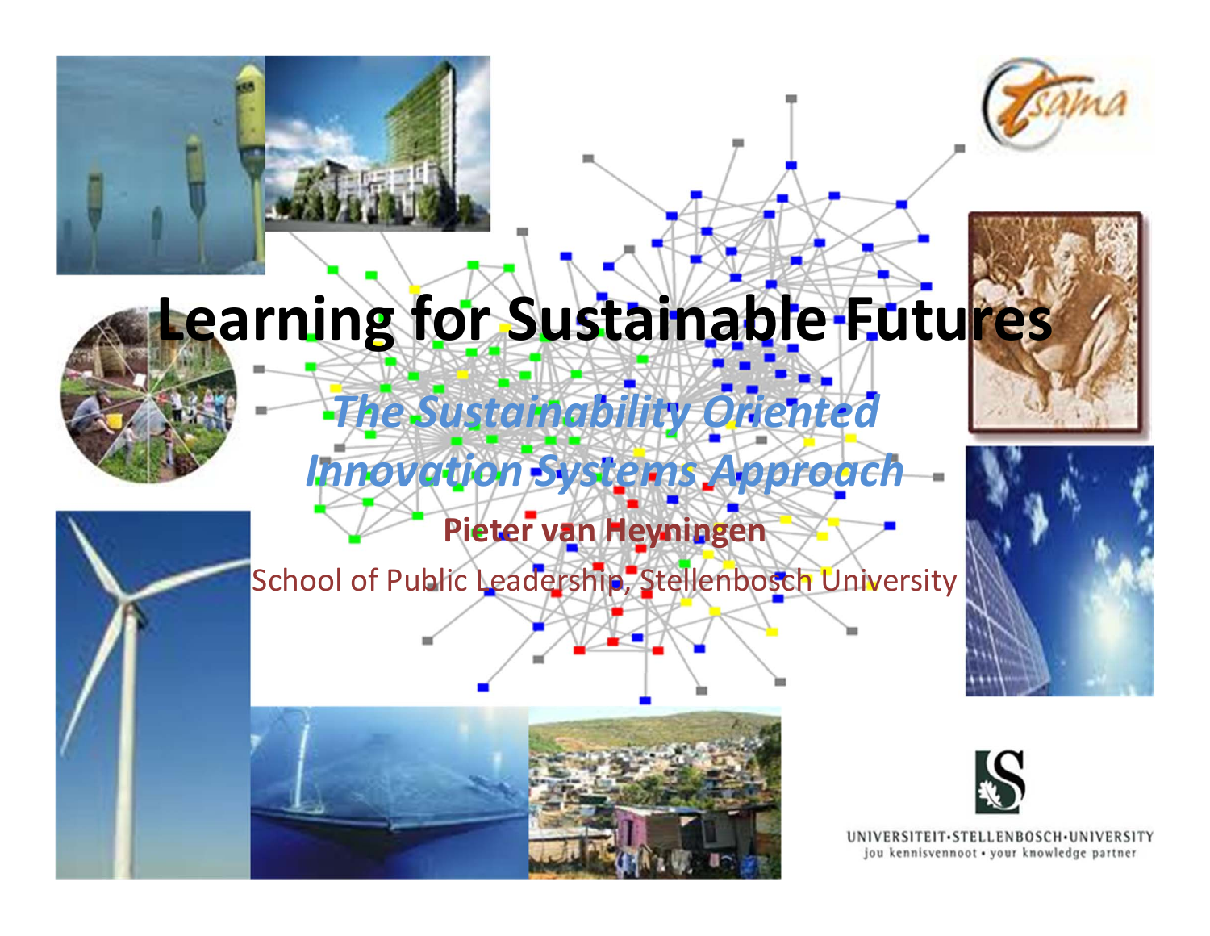# Learning for Sustainable Futures

## *The Sustainability Oriented Innovation Systems Approach*

**Pieter van Heyningen**

School of Public Leadership, Stellenbosch University

UNIVERSITEIT·STELLENBOSCH·UNIVERSITY
jou kennisvennoot • your knowledge partner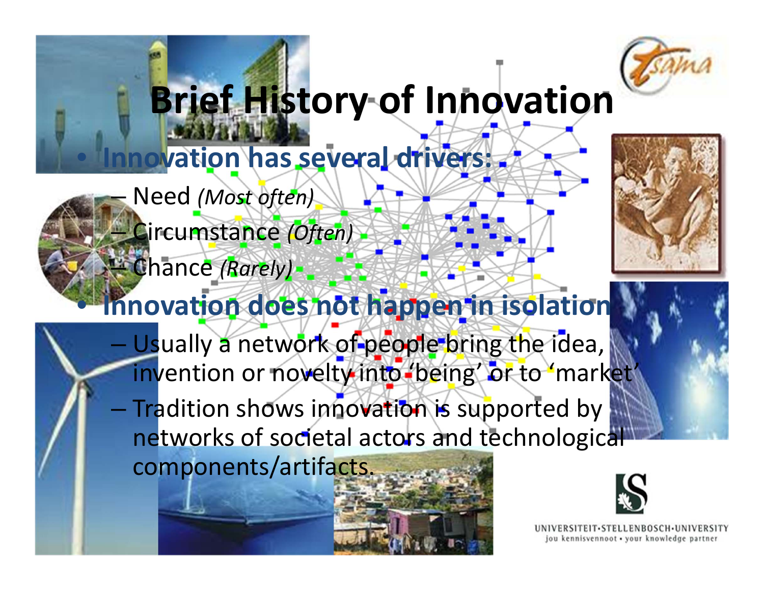# Brief History of Innovation

- **Innovation has several drivers:**
  - Need *(Most often)*
  - Circumstance *(Often)*
  - Chance *(Rarely)*
- **Innovation does not happen in isolation**
  - Usually a network of people bring the idea, invention or novelty into 'being' or to 'market'
  - Tradition shows innovation is supported by networks of societal actors and technological components/artifacts.

UNIVERSITEIT·STELLENBOSCH·UNIVERSITY
jou kennisvennoot • your knowledge partner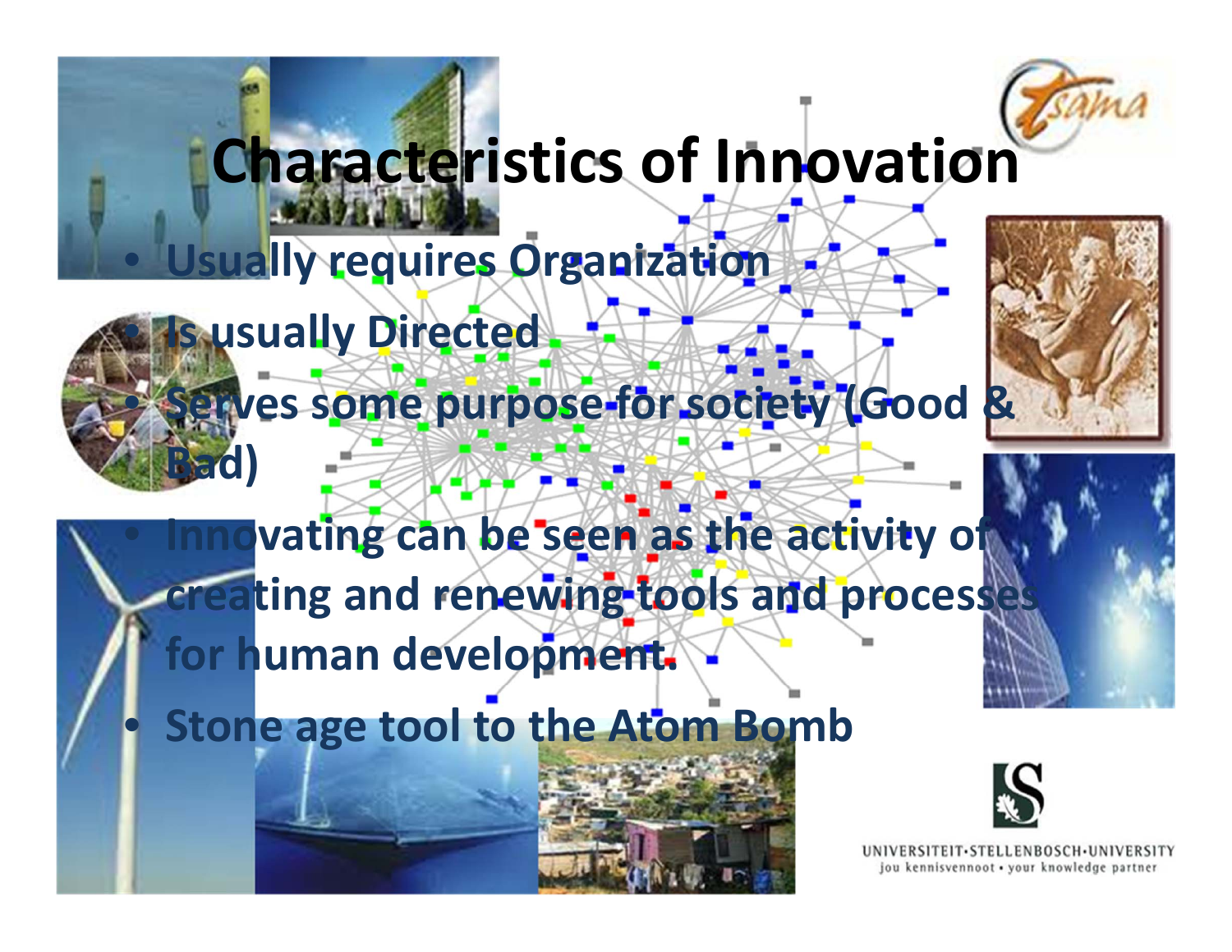# Characteristics of Innovation

- Usually requires Organization
- Is usually Directed
- Serves some purpose for society (Good & Bad)
- Innovating can be seen as the activity of creating and renewing tools and processes for human development.
- Stone age tool to the Atom Bomb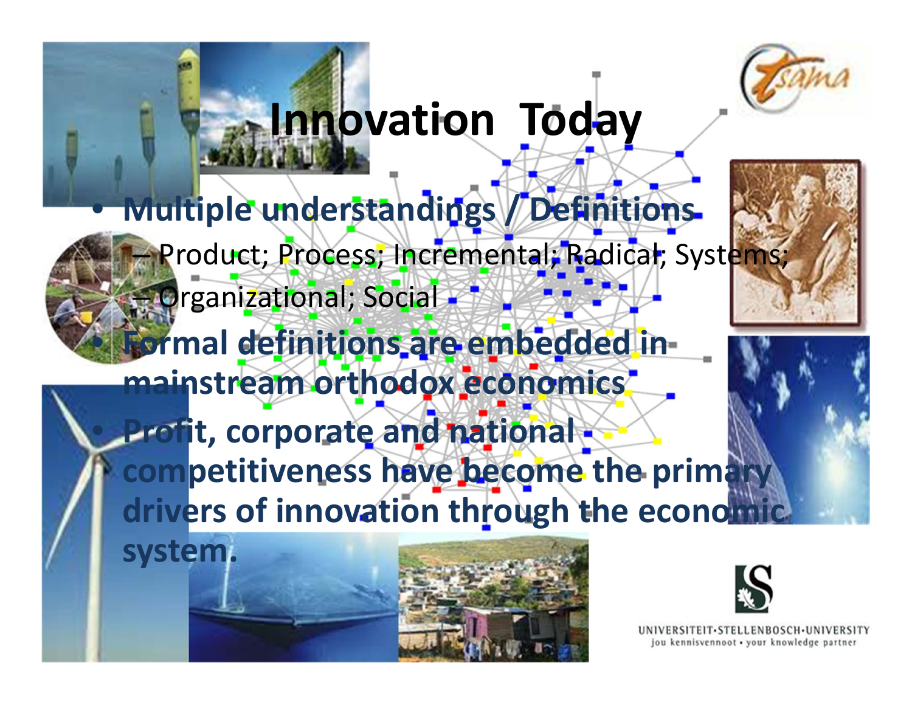# Innovation Today

- **Multiple understandings / Definitions**
  - Product; Process; Incremental; Radical; Systems;
  - Organizational; Social
- **Formal definitions are embedded in mainstream orthodox economics**
- **Profit, corporate and national competitiveness have become the primary drivers of innovation through the economic system.**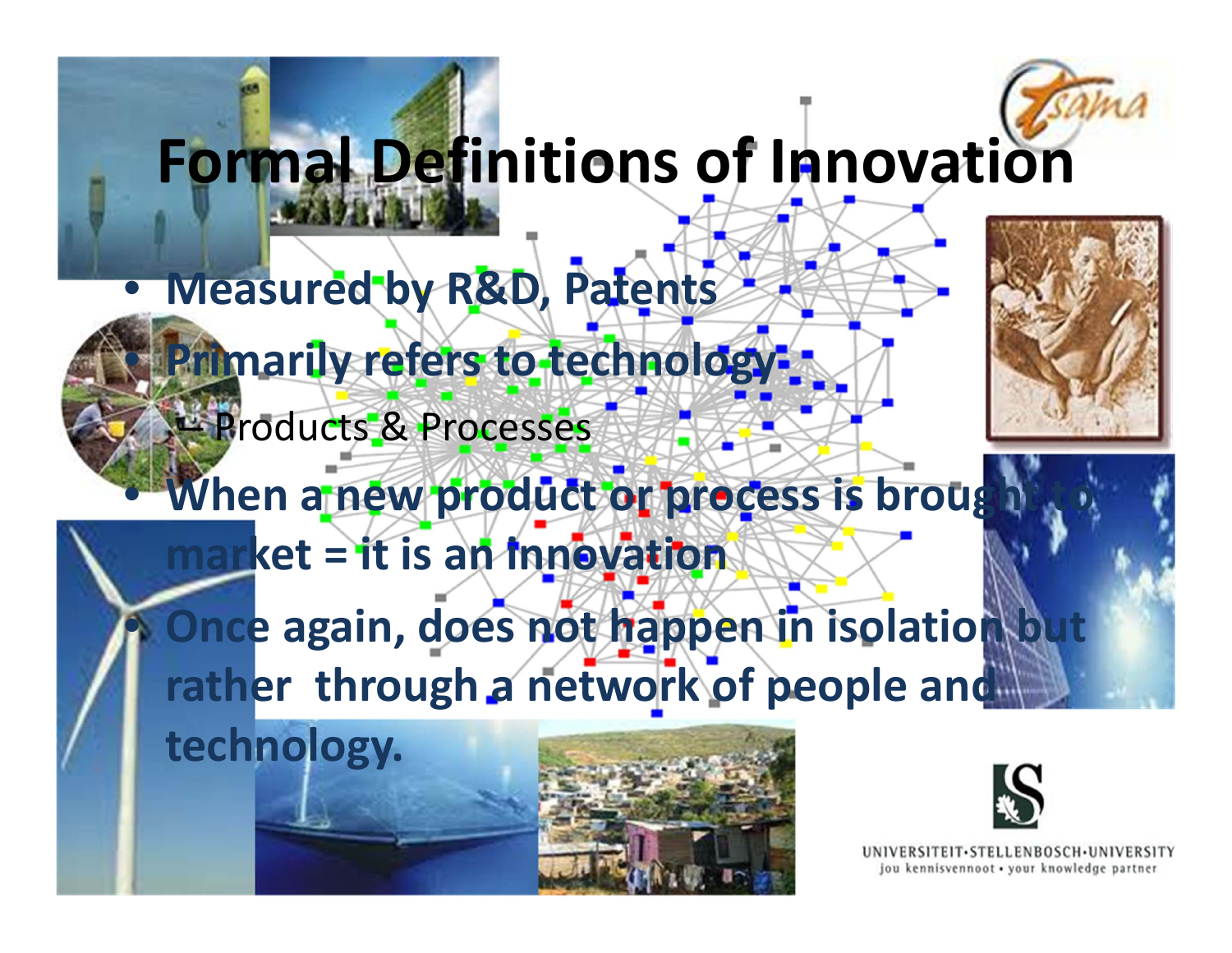# Formal Definitions of Innovation

- Measured by R&D, Patents
- Primarily refers to technology
  - Products & Processes
- When a new product or process is brought to market = it is an innovation
- Once again, does not happen in isolation but rather through a network of people and technology.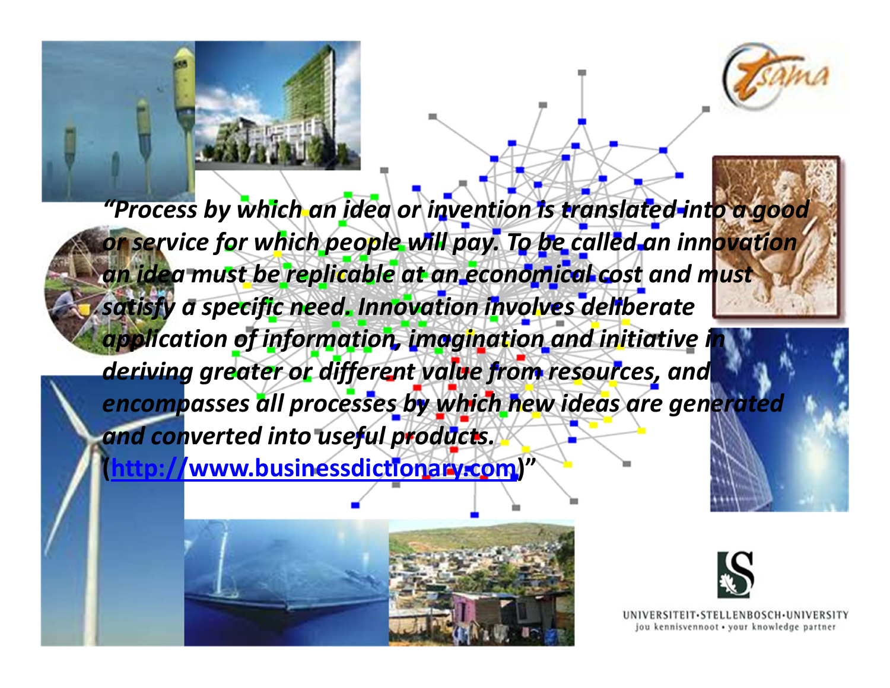*"Process by which an idea or invention is translated into a good or service for which people will pay. To be called an innovation an idea must be replicable at an economical cost and must satisfy a specific need. Innovation involves deliberate application of information, imagination and initiative in deriving greater or different value from resources, and encompasses all processes by which new ideas are generated and converted into useful products.*
**(http://www.businessdictionary.com)"**

UNIVERSITEIT·STELLENBOSCH·UNIVERSITY
jou kennisvennoot • your knowledge partner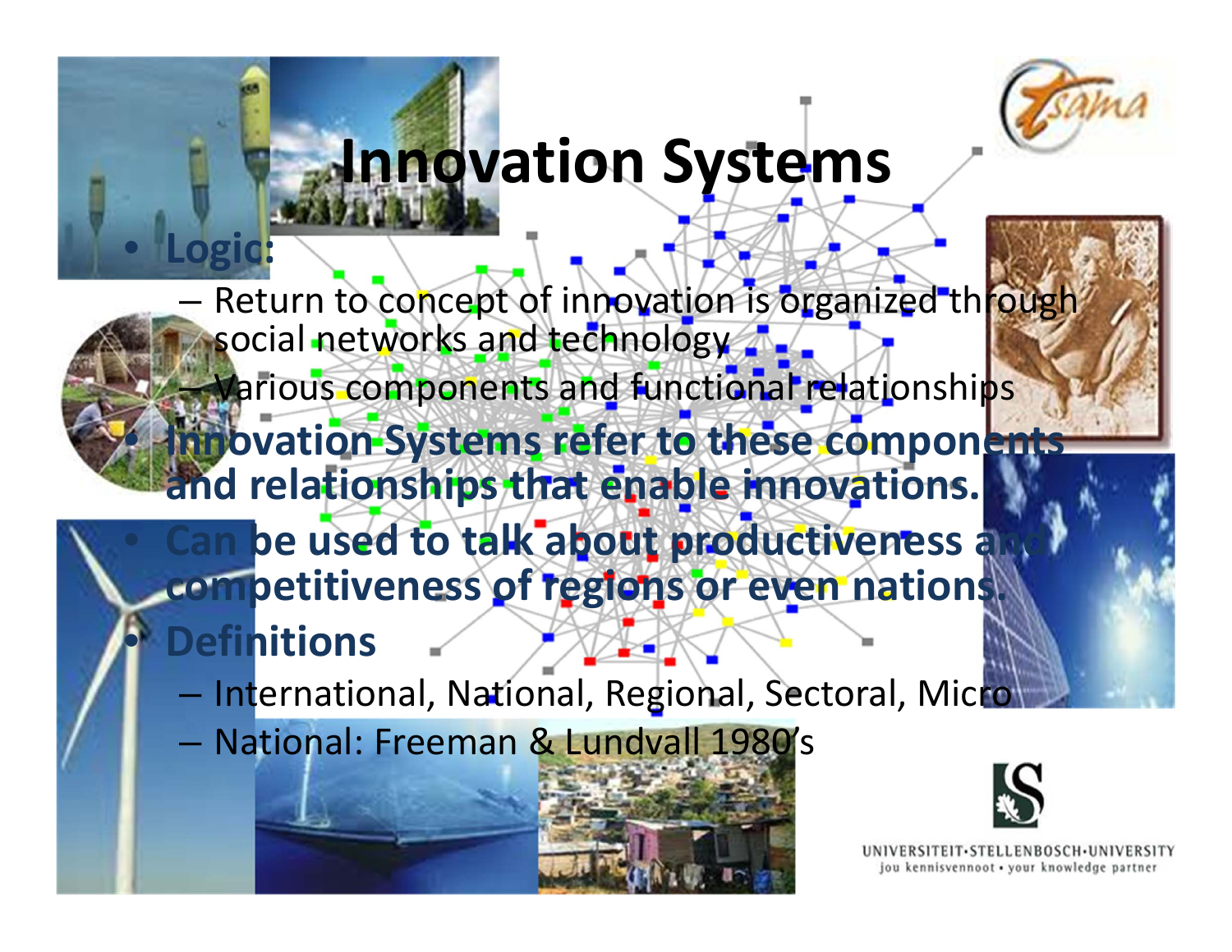# Innovation Systems

- **Logic:**
  - Return to concept of innovation is organized through social networks and technology
  - Various components and functional relationships
- **Innovation Systems refer to these components and relationships that enable innovations.**
- **Can be used to talk about productiveness and competitiveness of regions or even nations.**
- **Definitions**
  - International, National, Regional, Sectoral, Micro
  - National: Freeman & Lundvall 1980's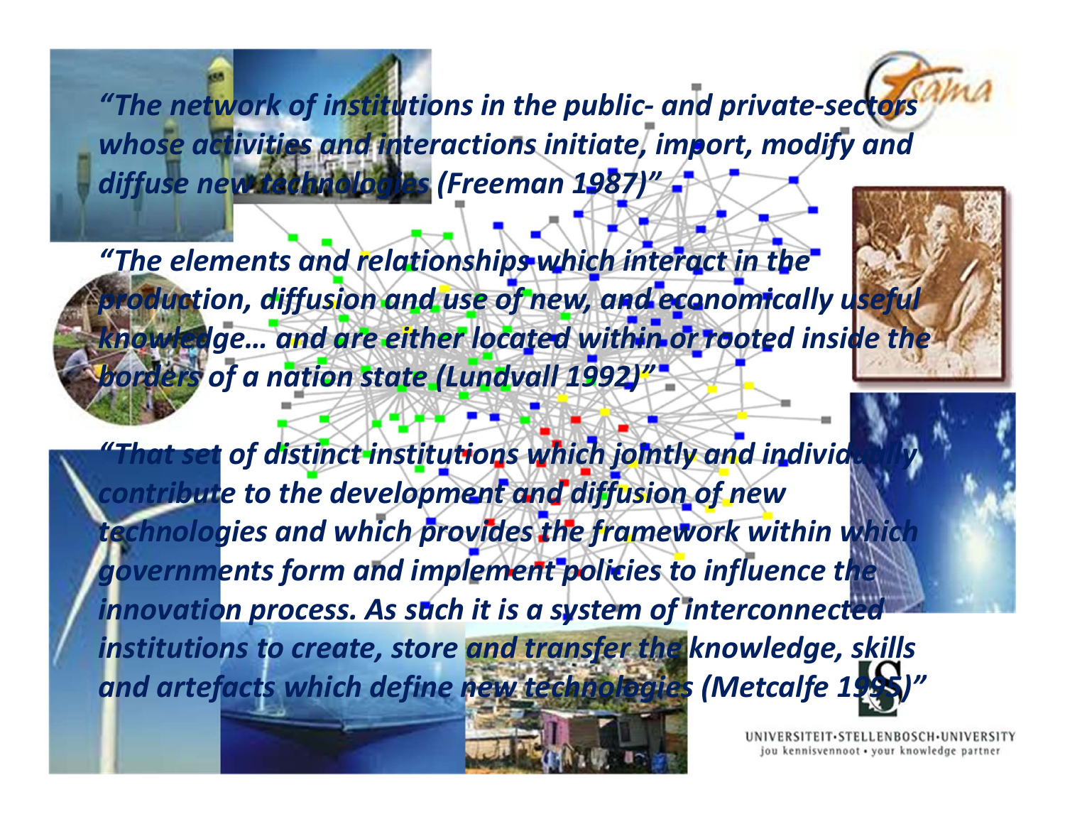*"The network of institutions in the public- and private-sectors whose activities and interactions initiate, import, modify and diffuse new technologies (Freeman 1987)"*

*"The elements and relationships which interact in the production, diffusion and use of new, and economically useful knowledge… and are either located within or rooted inside the borders of a nation state (Lundvall 1992)"*

*"That set of distinct institutions which jointly and individually contribute to the development and diffusion of new technologies and which provides the framework within which governments form and implement policies to influence the innovation process. As such it is a system of interconnected institutions to create, store and transfer the knowledge, skills and artefacts which define new technologies (Metcalfe 1995)"*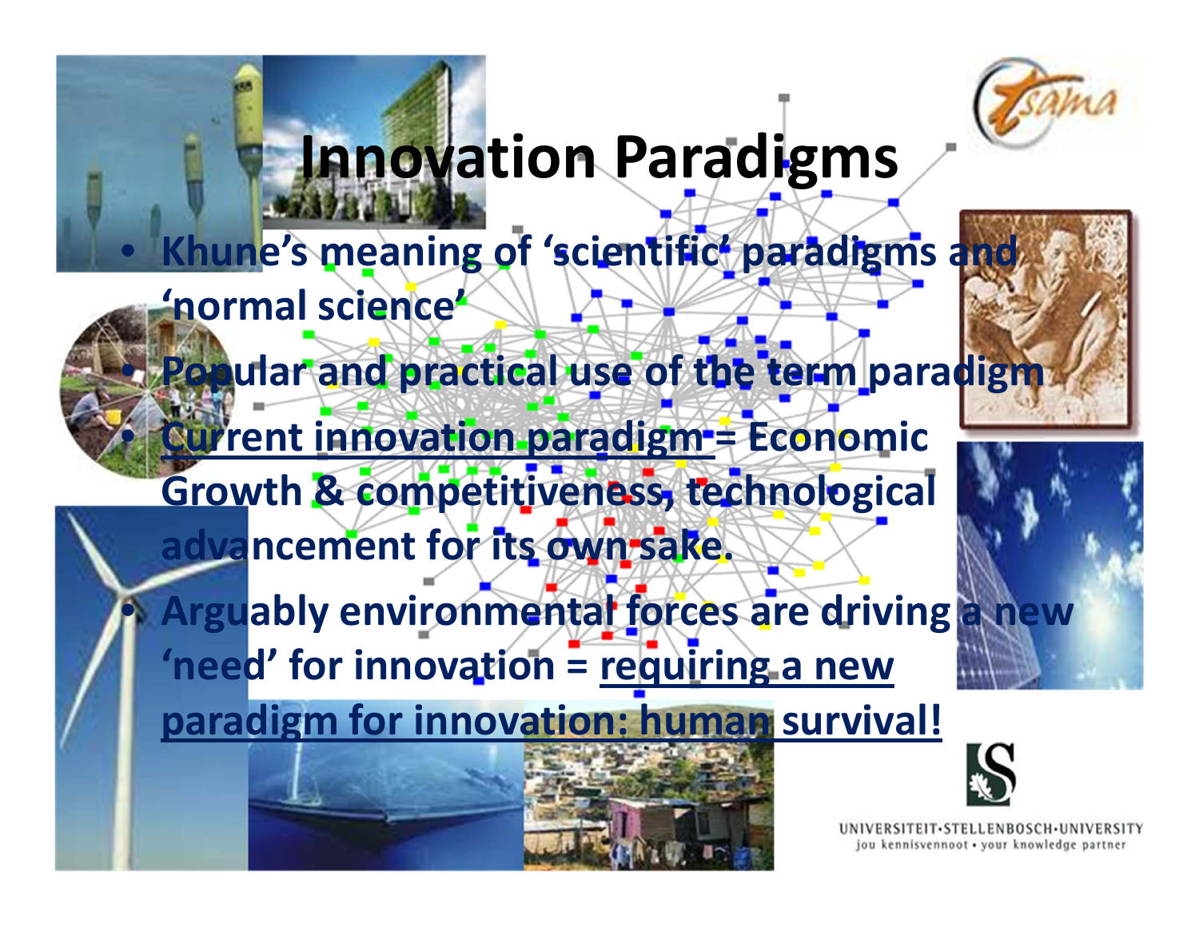# Innovation Paradigms

- Khune's meaning of 'scientific' paradigms and 'normal science'
- Popular and practical use of the term paradigm
- Current innovation paradigm = Economic Growth & competitiveness, technological advancement for its own sake.
- Arguably environmental forces are driving a new 'need' for innovation = requiring a new paradigm for innovation: human survival!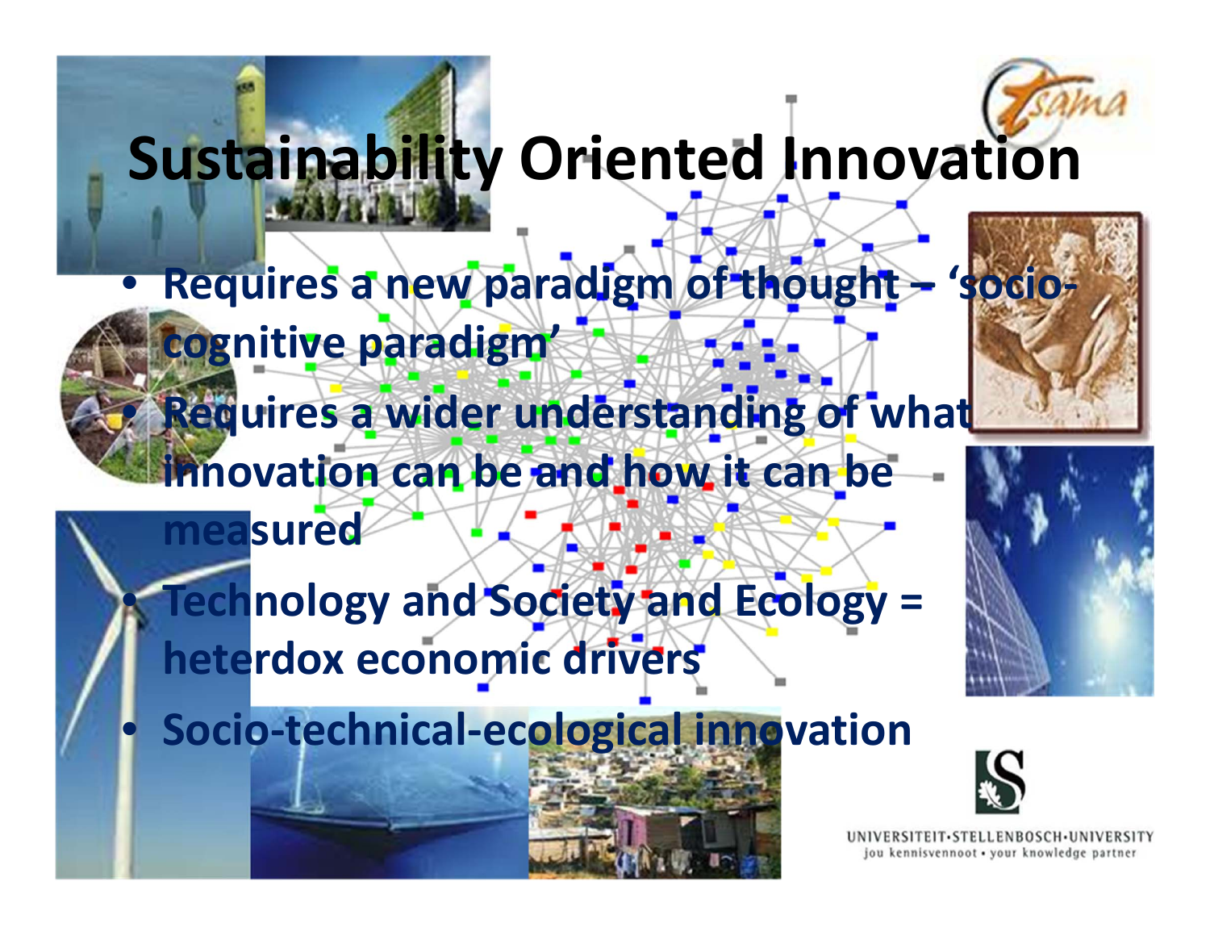# Sustainability Oriented Innovation

- Requires a new paradigm of thought – 'socio-cognitive paradigm'
- Requires a wider understanding of what innovation can be and how it can be measured
- Technology and Society and Ecology = heterdox economic drivers
- Socio-technical-ecological innovation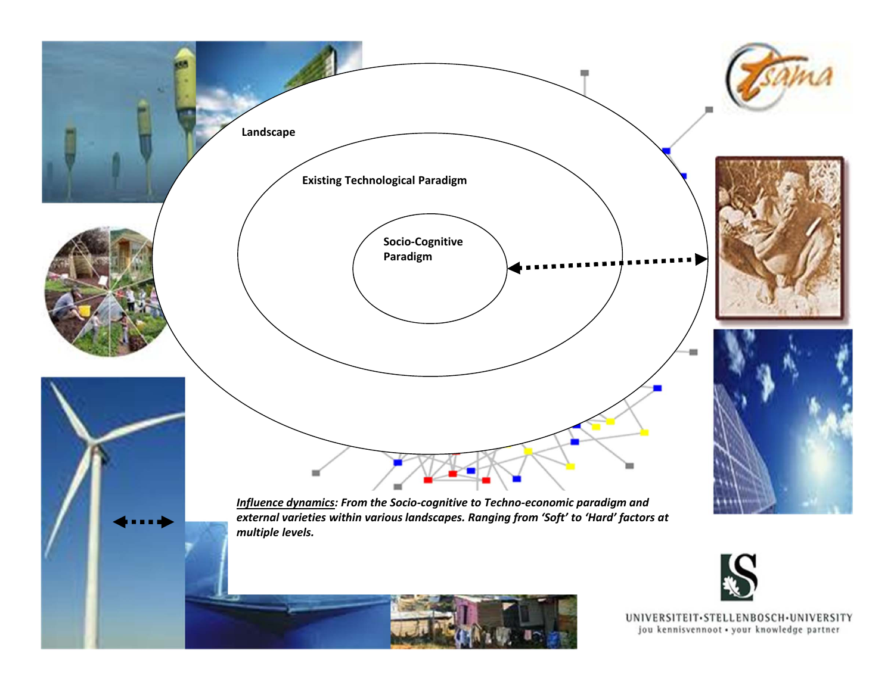Landscape

Existing Technological Paradigm

Socio-Cognitive Paradigm

***<u>Influence dynamics</u>: From the Socio-cognitive to Techno-economic paradigm and external varieties within various landscapes. Ranging from 'Soft' to 'Hard' factors at multiple levels.***

UNIVERSITEIT·STELLENBOSCH·UNIVERSITY
jou kennisvennoot • your knowledge partner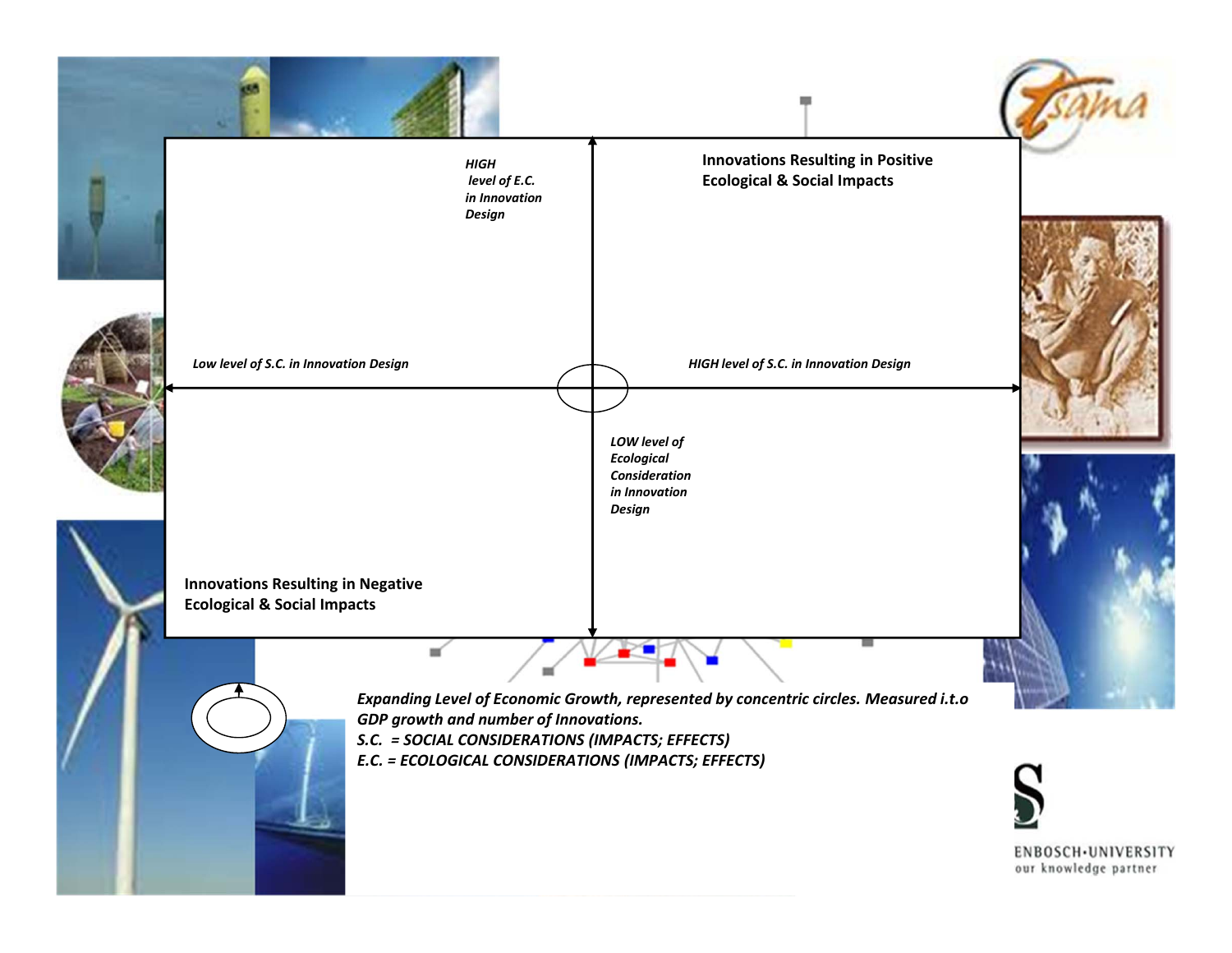*HIGH level of E.C. in Innovation Design*

**Innovations Resulting in Positive Ecological & Social Impacts**

*Low level of S.C. in Innovation Design*

*HIGH level of S.C. in Innovation Design*

*LOW level of Ecological Consideration in Innovation Design*

**Innovations Resulting in Negative Ecological & Social Impacts**

***Expanding Level of Economic Growth, represented by concentric circles. Measured i.t.o GDP growth and number of Innovations.***

***S.C. = SOCIAL CONSIDERATIONS (IMPACTS; EFFECTS)***

***E.C. = ECOLOGICAL CONSIDERATIONS (IMPACTS; EFFECTS)***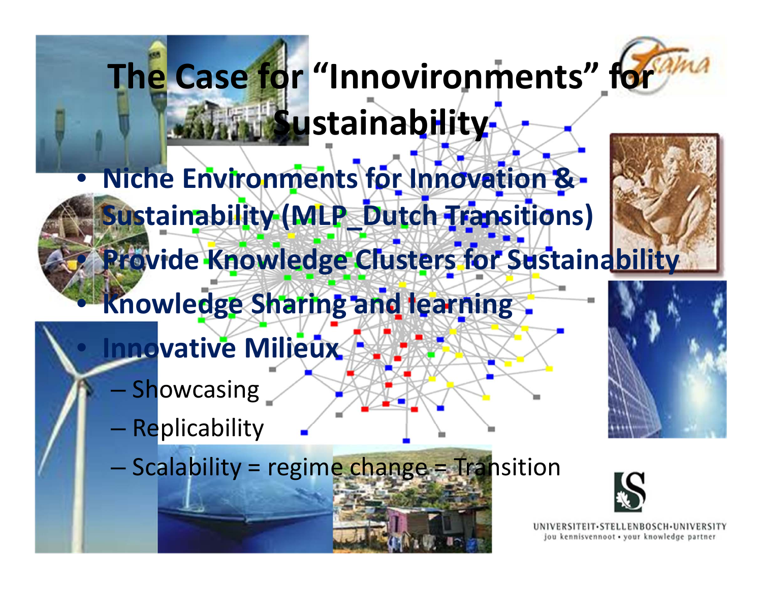# The Case for "Innovironments" for Sustainability

- **Niche Environments for Innovation & Sustainability (MLP_Dutch Transitions)**
- **Provide Knowledge Clusters for Sustainability**
- **Knowledge Sharing and learning**
- **Innovative Milieux**
  - Showcasing
  - Replicability
  - Scalability = regime change = Transition

UNIVERSITEIT·STELLENBOSCH·UNIVERSITY
jou kennisvennoot • your knowledge partner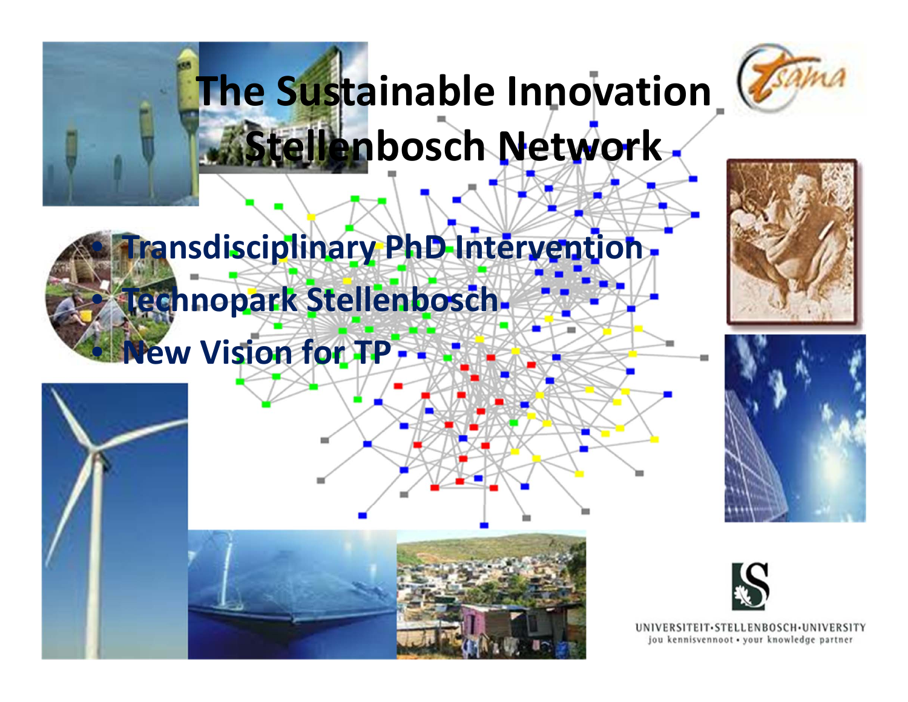# The Sustainable Innovation Stellenbosch Network

- Transdisciplinary PhD Intervention
- Technopark Stellenbosch
- New Vision for TP

UNIVERSITEIT·STELLENBOSCH·UNIVERSITY
jou kennisvennoot • your knowledge partner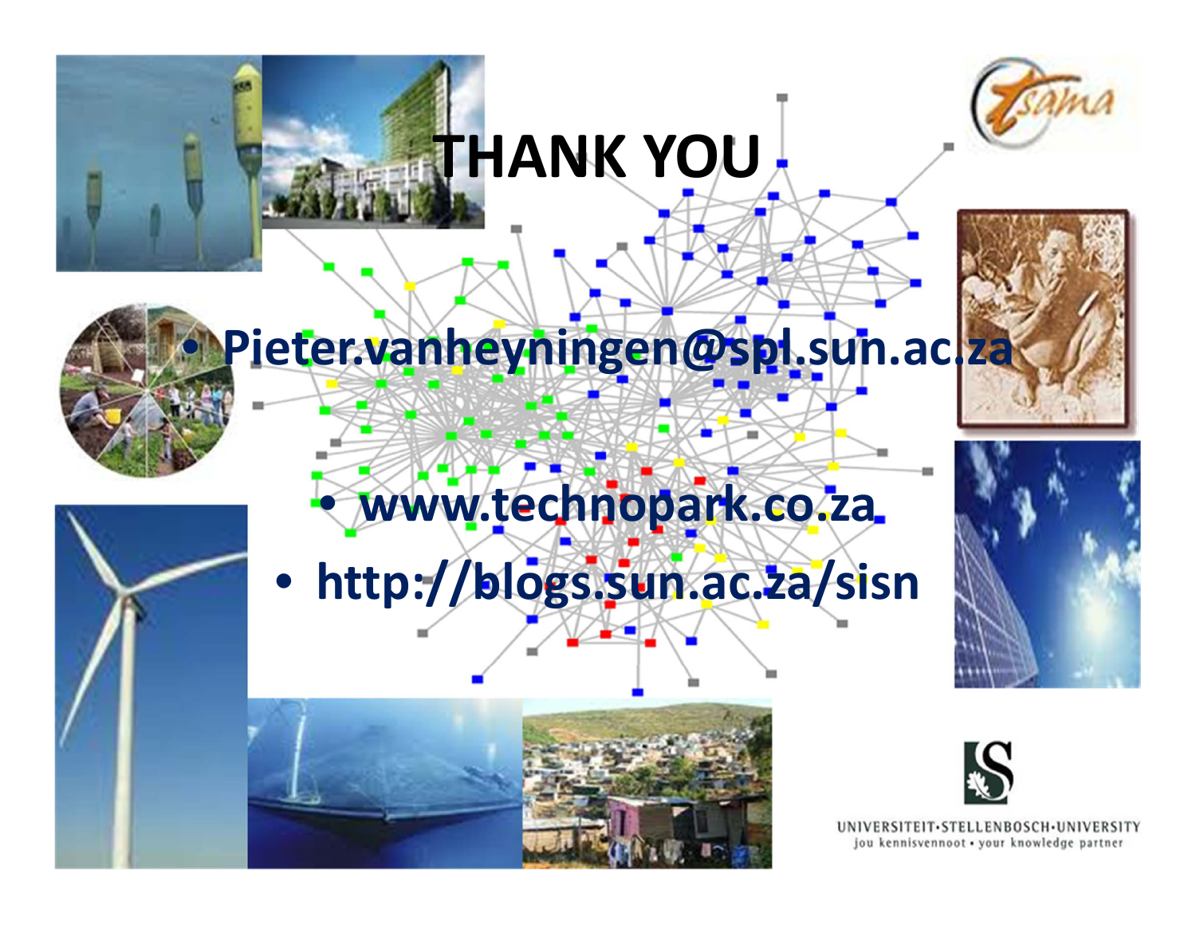# THANK YOU

- Pieter.vanheyningen@spl.sun.ac.za
- www.technopark.co.za
- http://blogs.sun.ac.za/sisn